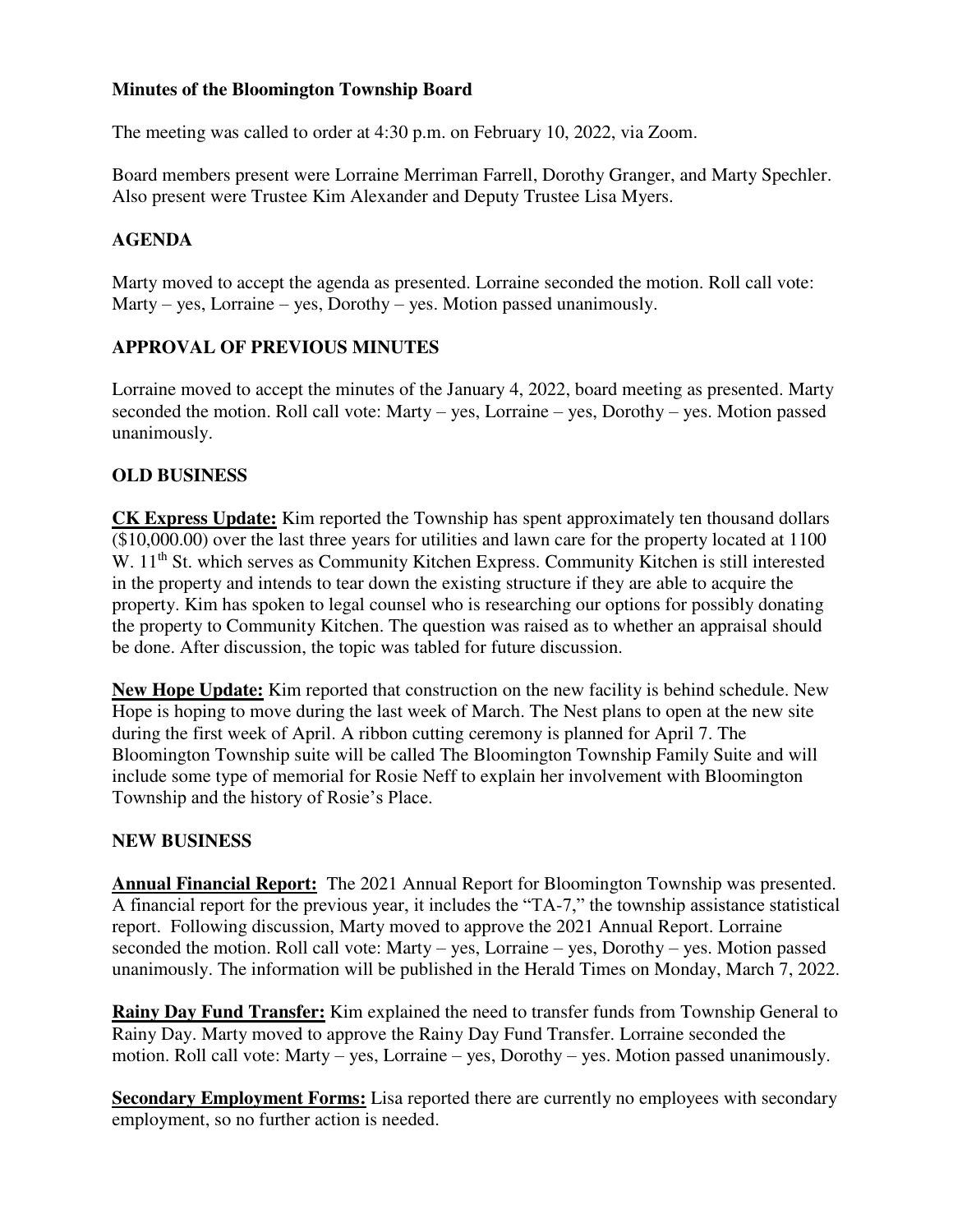**Minutes of the Bloomington Township Board**

The meeting was called to order at 4:30 p.m. on February 10, 2022, via Zoom.

Board members present were Lorraine Merriman Farrell, Dorothy Granger, and Marty Spechler. Also present were Trustee Kim Alexander and Deputy Trustee Lisa Myers.

## AGENDA

Marty moved to accept the agenda as presented. Lorraine seconded the motion. Roll call vote: Marty – yes, Lorraine – yes, Dorothy – yes. Motion passed unanimously.

## APPROVAL OF PREVIOUS MINUTES

Lorraine moved to accept the minutes of the January 4, 2022, board meeting as presented. Marty seconded the motion. Roll call vote: Marty – yes, Lorraine – yes, Dorothy – yes. Motion passed unanimously.

## OLD BUSINESS

**CK Express Update:** Kim reported the Township has spent approximately ten thousand dollars ($10,000.00) over the last three years for utilities and lawn care for the property located at 1100 W. 11th St. which serves as Community Kitchen Express. Community Kitchen is still interested in the property and intends to tear down the existing structure if they are able to acquire the property. Kim has spoken to legal counsel who is researching our options for possibly donating the property to Community Kitchen. The question was raised as to whether an appraisal should be done. After discussion, the topic was tabled for future discussion.

**New Hope Update:** Kim reported that construction on the new facility is behind schedule. New Hope is hoping to move during the last week of March. The Nest plans to open at the new site during the first week of April. A ribbon cutting ceremony is planned for April 7. The Bloomington Township suite will be called The Bloomington Township Family Suite and will include some type of memorial for Rosie Neff to explain her involvement with Bloomington Township and the history of Rosie's Place.

## NEW BUSINESS

**Annual Financial Report:** The 2021 Annual Report for Bloomington Township was presented. A financial report for the previous year, it includes the "TA-7," the township assistance statistical report. Following discussion, Marty moved to approve the 2021 Annual Report. Lorraine seconded the motion. Roll call vote: Marty – yes, Lorraine – yes, Dorothy – yes. Motion passed unanimously. The information will be published in the Herald Times on Monday, March 7, 2022.

**Rainy Day Fund Transfer:** Kim explained the need to transfer funds from Township General to Rainy Day. Marty moved to approve the Rainy Day Fund Transfer. Lorraine seconded the motion. Roll call vote: Marty – yes, Lorraine – yes, Dorothy – yes. Motion passed unanimously.

**Secondary Employment Forms:** Lisa reported there are currently no employees with secondary employment, so no further action is needed.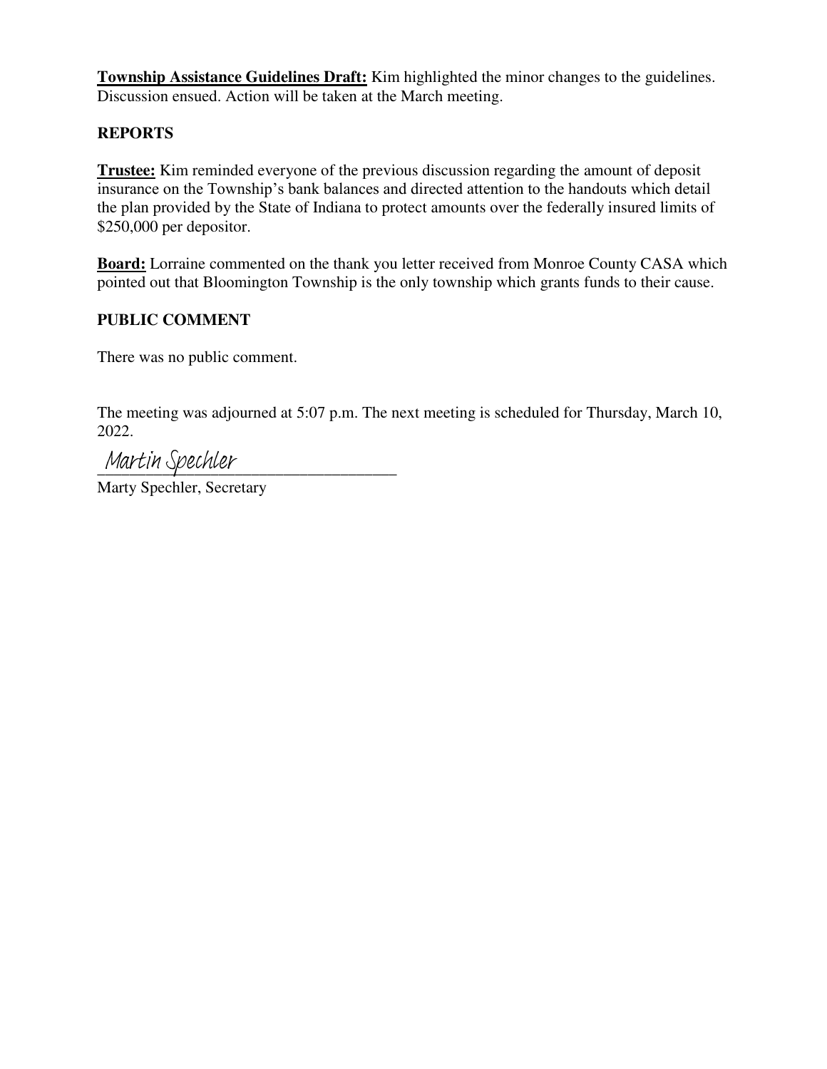**<u>Township Assistance Guidelines Draft:</u>** Kim highlighted the minor changes to the guidelines. Discussion ensued. Action will be taken at the March meeting.

## REPORTS

**<u>Trustee:</u>** Kim reminded everyone of the previous discussion regarding the amount of deposit insurance on the Township's bank balances and directed attention to the handouts which detail the plan provided by the State of Indiana to protect amounts over the federally insured limits of $250,000 per depositor.

**<u>Board:</u>** Lorraine commented on the thank you letter received from Monroe County CASA which pointed out that Bloomington Township is the only township which grants funds to their cause.

## PUBLIC COMMENT

There was no public comment.

The meeting was adjourned at 5:07 p.m. The next meeting is scheduled for Thursday, March 10, 2022.

Martin Spechler
Marty Spechler, Secretary